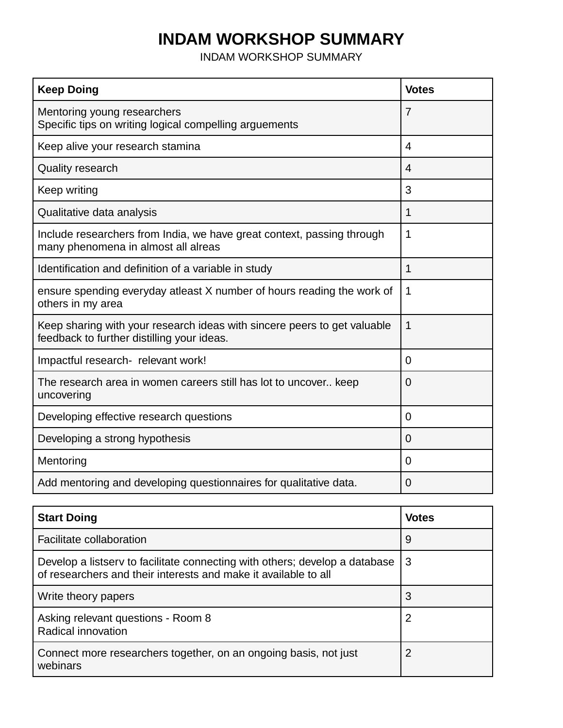# INDAM WORKSHOP SUMMARY

INDAM WORKSHOP SUMMARY

| Keep Doing | Votes |
| --- | --- |
| Mentoring young researchers<br>Specific tips on writing logical compelling arguements | 7 |
| Keep alive your research stamina | 4 |
| Quality research | 4 |
| Keep writing | 3 |
| Qualitative data analysis | 1 |
| Include researchers from India, we have great context, passing through many phenomena in almost all alreas | 1 |
| Identification and definition of a variable in study | 1 |
| ensure spending everyday atleast X number of hours reading the work of others in my area | 1 |
| Keep sharing with your research ideas with sincere peers to get valuable feedback to further distilling your ideas. | 1 |
| Impactful research-  relevant work! | 0 |
| The research area in women careers still has lot to uncover.. keep uncovering | 0 |
| Developing effective research questions | 0 |
| Developing a strong hypothesis | 0 |
| Mentoring | 0 |
| Add mentoring and developing questionnaires for qualitative data. | 0 |

| Start Doing | Votes |
| --- | --- |
| Facilitate collaboration | 9 |
| Develop a listserv to facilitate connecting with others; develop a database of researchers and their interests and make it available to all | 3 |
| Write theory papers | 3 |
| Asking relevant questions - Room 8<br>Radical innovation | 2 |
| Connect more researchers together, on an ongoing basis, not just webinars | 2 |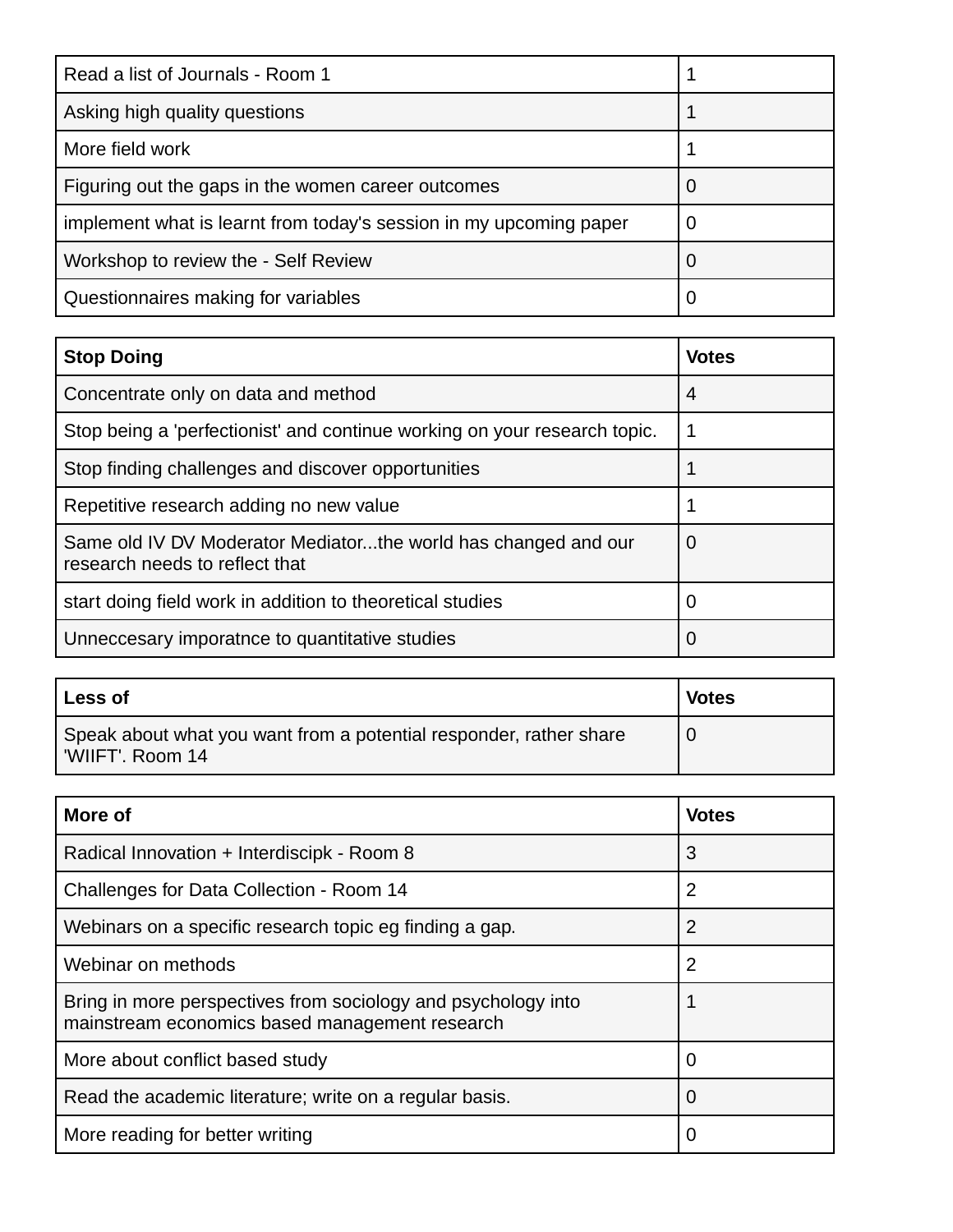| | |
|---|---|
| Read a list of Journals - Room 1 | 1 |
| Asking high quality questions | 1 |
| More field work | 1 |
| Figuring out the gaps in the women career outcomes | 0 |
| implement what is learnt from today's session in my upcoming paper | 0 |
| Workshop to review the - Self Review | 0 |
| Questionnaires making for variables | 0 |

| **Stop Doing** | **Votes** |
|---|---|
| Concentrate only on data and method | 4 |
| Stop being a 'perfectionist' and continue working on your research topic. | 1 |
| Stop finding challenges and discover opportunities | 1 |
| Repetitive research adding no new value | 1 |
| Same old IV DV Moderator Mediator...the world has changed and our research needs to reflect that | 0 |
| start doing field work in addition to theoretical studies | 0 |
| Unneccesary imporatnce to quantitative studies | 0 |

| **Less of** | **Votes** |
|---|---|
| Speak about what you want from a potential responder, rather share 'WIIFT'. Room 14 | 0 |

| **More of** | **Votes** |
|---|---|
| Radical Innovation + Interdiscipk - Room 8 | 3 |
| Challenges for Data Collection - Room 14 | 2 |
| Webinars on a specific research topic eg finding a gap. | 2 |
| Webinar on methods | 2 |
| Bring in more perspectives from sociology and psychology into mainstream economics based management research | 1 |
| More about conflict based study | 0 |
| Read the academic literature; write on a regular basis. | 0 |
| More reading for better writing | 0 |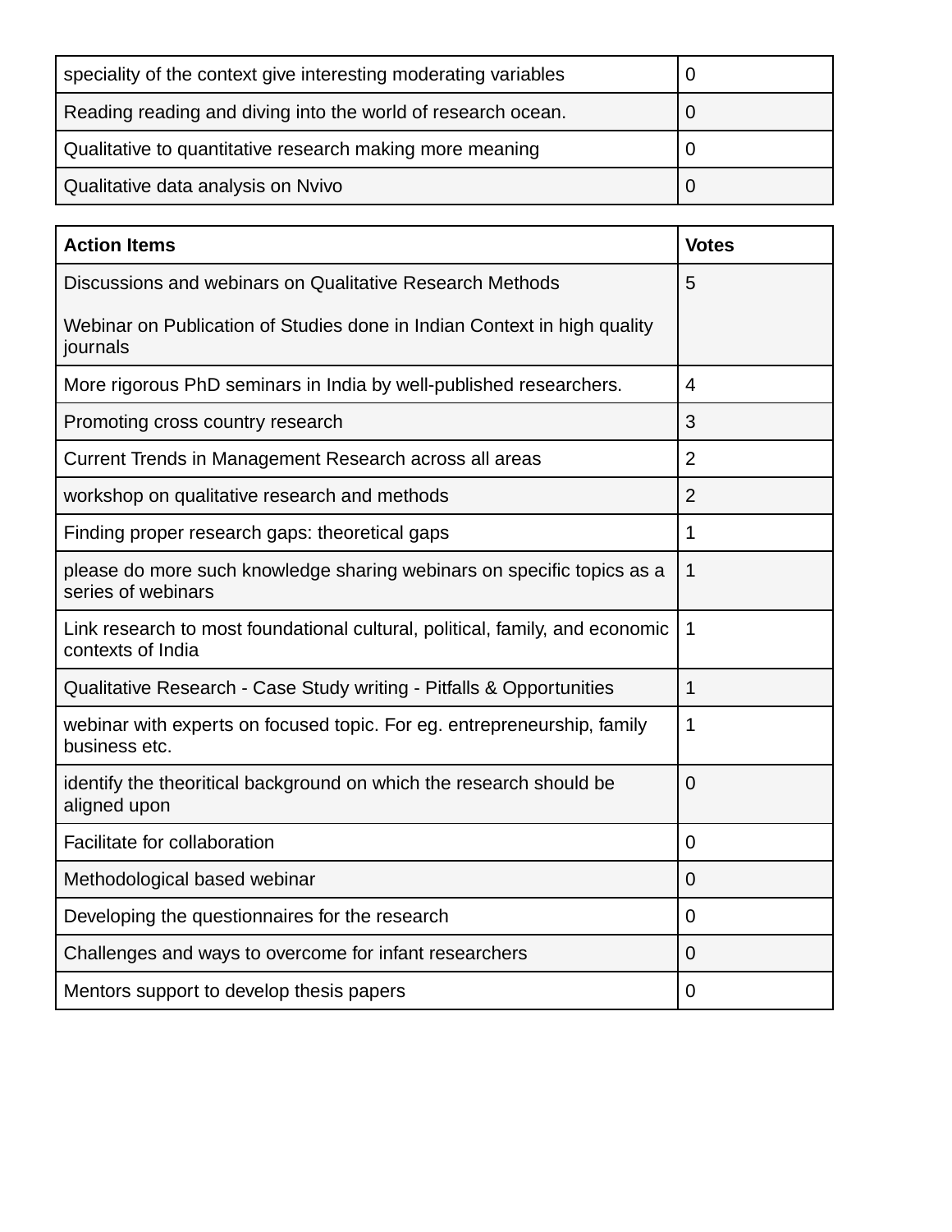| | |
|---|---|
| speciality of the context give interesting moderating variables | 0 |
| Reading reading and diving into the world of research ocean. | 0 |
| Qualitative to quantitative research making more meaning | 0 |
| Qualitative data analysis on Nvivo | 0 |

| **Action Items** | **Votes** |
|---|---|
| Discussions and webinars on Qualitative Research Methods<br><br>Webinar on Publication of Studies done in Indian Context in high quality journals | 5 |
| More rigorous PhD seminars in India by well-published researchers. | 4 |
| Promoting cross country research | 3 |
| Current Trends in Management Research across all areas | 2 |
| workshop on qualitative research and methods | 2 |
| Finding proper research gaps: theoretical gaps | 1 |
| please do more such knowledge sharing webinars on specific topics as a series of webinars | 1 |
| Link research to most foundational cultural, political, family, and economic contexts of India | 1 |
| Qualitative Research - Case Study writing - Pitfalls & Opportunities | 1 |
| webinar with experts on focused topic. For eg. entrepreneurship, family business etc. | 1 |
| identify the theoritical background on which the research should be aligned upon | 0 |
| Facilitate for collaboration | 0 |
| Methodological based webinar | 0 |
| Developing the questionnaires for the research | 0 |
| Challenges and ways to overcome for infant researchers | 0 |
| Mentors support to develop thesis papers | 0 |